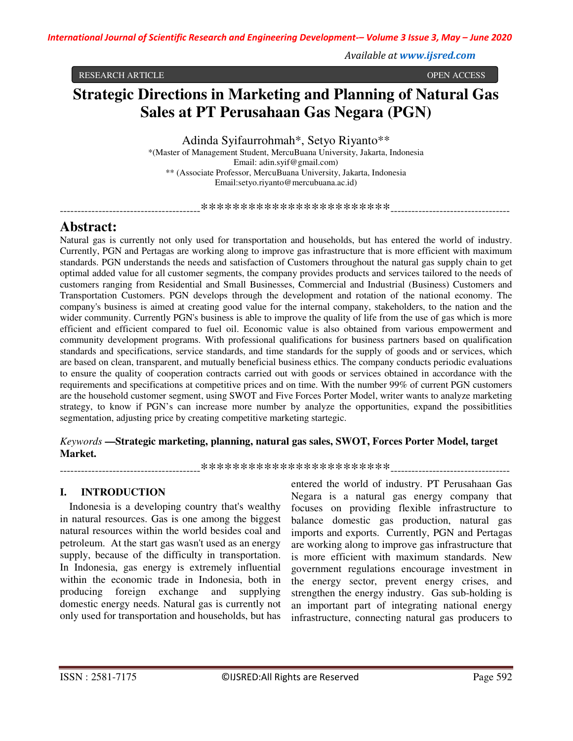RESEARCH ARTICLE OPEN ACCESS

# Strategic Directions in Marketing and Planning of Natural Gas Sales at PT Perusahaan Gas Negara (PGN)

Adinda Syifaurrohmah*, Setyo Riyanto**

*(Master of Management Student, MercuBuana University, Jakarta, Indonesia
Email: adin.syif@gmail.com)

** (Associate Professor, MercuBuana University, Jakarta, Indonesia
Email:setyo.riyanto@mercubuana.ac.id)

----------------------------------------************************----------------------------------

## Abstract:

Natural gas is currently not only used for transportation and households, but has entered the world of industry. Currently, PGN and Pertagas are working along to improve gas infrastructure that is more efficient with maximum standards. PGN understands the needs and satisfaction of Customers throughout the natural gas supply chain to get optimal added value for all customer segments, the company provides products and services tailored to the needs of customers ranging from Residential and Small Businesses, Commercial and Industrial (Business) Customers and Transportation Customers. PGN develops through the development and rotation of the national economy. The company's business is aimed at creating good value for the internal company, stakeholders, to the nation and the wider community. Currently PGN's business is able to improve the quality of life from the use of gas which is more efficient and efficient compared to fuel oil. Economic value is also obtained from various empowerment and community development programs. With professional qualifications for business partners based on qualification standards and specifications, service standards, and time standards for the supply of goods and or services, which are based on clean, transparent, and mutually beneficial business ethics. The company conducts periodic evaluations to ensure the quality of cooperation contracts carried out with goods or services obtained in accordance with the requirements and specifications at competitive prices and on time. With the number 99% of current PGN customers are the household customer segment, using SWOT and Five Forces Porter Model, writer wants to analyze marketing strategy, to know if PGN's can increase more number by analyze the opportunities, expand the possibitlities segmentation, adjusting price by creating competitive marketing startegic.

*Keywords* **—Strategic marketing, planning, natural gas sales, SWOT, Forces Porter Model, target Market.**

----------------------------------------************************----------------------------------

## I. INTRODUCTION

Indonesia is a developing country that's wealthy in natural resources. Gas is one among the biggest natural resources within the world besides coal and petroleum. At the start gas wasn't used as an energy supply, because of the difficulty in transportation. In Indonesia, gas energy is extremely influential within the economic trade in Indonesia, both in producing foreign exchange and supplying domestic energy needs. Natural gas is currently not only used for transportation and households, but has entered the world of industry. PT Perusahaan Gas Negara is a natural gas energy company that focuses on providing flexible infrastructure to balance domestic gas production, natural gas imports and exports. Currently, PGN and Pertagas are working along to improve gas infrastructure that is more efficient with maximum standards. New government regulations encourage investment in the energy sector, prevent energy crises, and strengthen the energy industry. Gas sub-holding is an important part of integrating national energy infrastructure, connecting natural gas producers to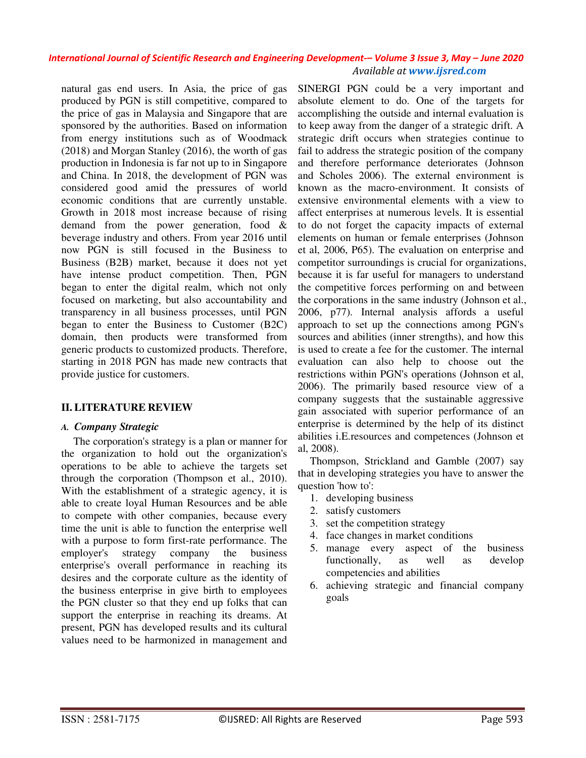natural gas end users. In Asia, the price of gas produced by PGN is still competitive, compared to the price of gas in Malaysia and Singapore that are sponsored by the authorities. Based on information from energy institutions such as of Woodmack (2018) and Morgan Stanley (2016), the worth of gas production in Indonesia is far not up to in Singapore and China. In 2018, the development of PGN was considered good amid the pressures of world economic conditions that are currently unstable. Growth in 2018 most increase because of rising demand from the power generation, food & beverage industry and others. From year 2016 until now PGN is still focused in the Business to Business (B2B) market, because it does not yet have intense product competition. Then, PGN began to enter the digital realm, which not only focused on marketing, but also accountability and transparency in all business processes, until PGN began to enter the Business to Customer (B2C) domain, then products were transformed from generic products to customized products. Therefore, starting in 2018 PGN has made new contracts that provide justice for customers.

## II. LITERATURE REVIEW

### A. *Company Strategic*

The corporation's strategy is a plan or manner for the organization to hold out the organization's operations to be able to achieve the targets set through the corporation (Thompson et al., 2010). With the establishment of a strategic agency, it is able to create loyal Human Resources and be able to compete with other companies, because every time the unit is able to function the enterprise well with a purpose to form first-rate performance. The employer's strategy company the business enterprise's overall performance in reaching its desires and the corporate culture as the identity of the business enterprise in give birth to employees the PGN cluster so that they end up folks that can support the enterprise in reaching its dreams. At present, PGN has developed results and its cultural values need to be harmonized in management and SINERGI PGN could be a very important and absolute element to do. One of the targets for accomplishing the outside and internal evaluation is to keep away from the danger of a strategic drift. A strategic drift occurs when strategies continue to fail to address the strategic position of the company and therefore performance deteriorates (Johnson and Scholes 2006). The external environment is known as the macro-environment. It consists of extensive environmental elements with a view to affect enterprises at numerous levels. It is essential to do not forget the capacity impacts of external elements on human or female enterprises (Johnson et al, 2006, P65). The evaluation on enterprise and competitor surroundings is crucial for organizations, because it is far useful for managers to understand the competitive forces performing on and between the corporations in the same industry (Johnson et al., 2006, p77). Internal analysis affords a useful approach to set up the connections among PGN's sources and abilities (inner strengths), and how this is used to create a fee for the customer. The internal evaluation can also help to choose out the restrictions within PGN's operations (Johnson et al, 2006). The primarily based resource view of a company suggests that the sustainable aggressive gain associated with superior performance of an enterprise is determined by the help of its distinct abilities i.E.resources and competences (Johnson et al, 2008).

Thompson, Strickland and Gamble (2007) say that in developing strategies you have to answer the question 'how to':

1. developing business
2. satisfy customers
3. set the competition strategy
4. face changes in market conditions
5. manage every aspect of the business functionally, as well as develop competencies and abilities
6. achieving strategic and financial company goals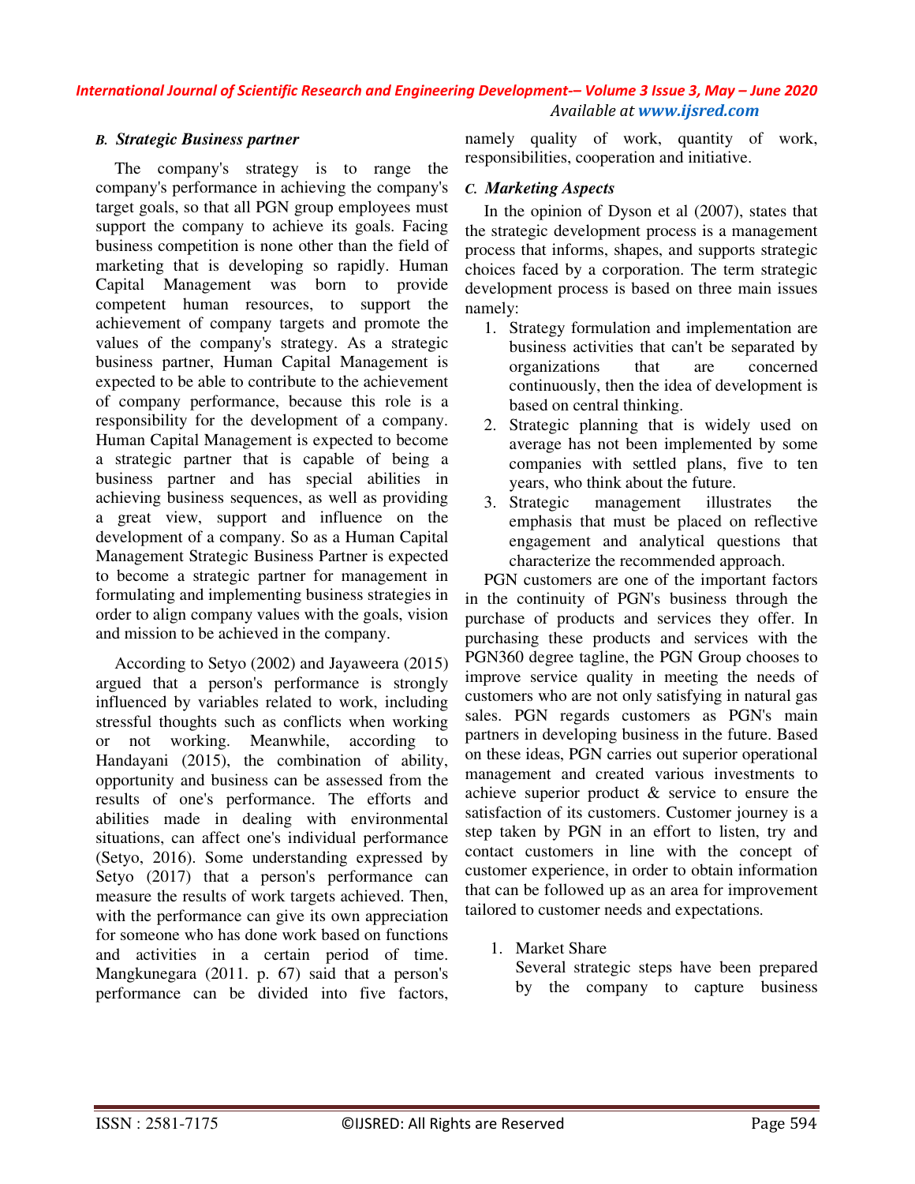### B. Strategic Business partner

The company's strategy is to range the company's performance in achieving the company's target goals, so that all PGN group employees must support the company to achieve its goals. Facing business competition is none other than the field of marketing that is developing so rapidly. Human Capital Management was born to provide competent human resources, to support the achievement of company targets and promote the values of the company's strategy. As a strategic business partner, Human Capital Management is expected to be able to contribute to the achievement of company performance, because this role is a responsibility for the development of a company. Human Capital Management is expected to become a strategic partner that is capable of being a business partner and has special abilities in achieving business sequences, as well as providing a great view, support and influence on the development of a company. So as a Human Capital Management Strategic Business Partner is expected to become a strategic partner for management in formulating and implementing business strategies in order to align company values with the goals, vision and mission to be achieved in the company.

According to Setyo (2002) and Jayaweera (2015) argued that a person's performance is strongly influenced by variables related to work, including stressful thoughts such as conflicts when working or not working. Meanwhile, according to Handayani (2015), the combination of ability, opportunity and business can be assessed from the results of one's performance. The efforts and abilities made in dealing with environmental situations, can affect one's individual performance (Setyo, 2016). Some understanding expressed by Setyo (2017) that a person's performance can measure the results of work targets achieved. Then, with the performance can give its own appreciation for someone who has done work based on functions and activities in a certain period of time. Mangkunegara (2011. p. 67) said that a person's performance can be divided into five factors, namely quality of work, quantity of work, responsibilities, cooperation and initiative.

### C. Marketing Aspects

In the opinion of Dyson et al (2007), states that the strategic development process is a management process that informs, shapes, and supports strategic choices faced by a corporation. The term strategic development process is based on three main issues namely:

1. Strategy formulation and implementation are business activities that can't be separated by organizations that are concerned continuously, then the idea of development is based on central thinking.
2. Strategic planning that is widely used on average has not been implemented by some companies with settled plans, five to ten years, who think about the future.
3. Strategic management illustrates the emphasis that must be placed on reflective engagement and analytical questions that characterize the recommended approach.

PGN customers are one of the important factors in the continuity of PGN's business through the purchase of products and services they offer. In purchasing these products and services with the PGN360 degree tagline, the PGN Group chooses to improve service quality in meeting the needs of customers who are not only satisfying in natural gas sales. PGN regards customers as PGN's main partners in developing business in the future. Based on these ideas, PGN carries out superior operational management and created various investments to achieve superior product & service to ensure the satisfaction of its customers. Customer journey is a step taken by PGN in an effort to listen, try and contact customers in line with the concept of customer experience, in order to obtain information that can be followed up as an area for improvement tailored to customer needs and expectations.

1. Market Share

   Several strategic steps have been prepared by the company to capture business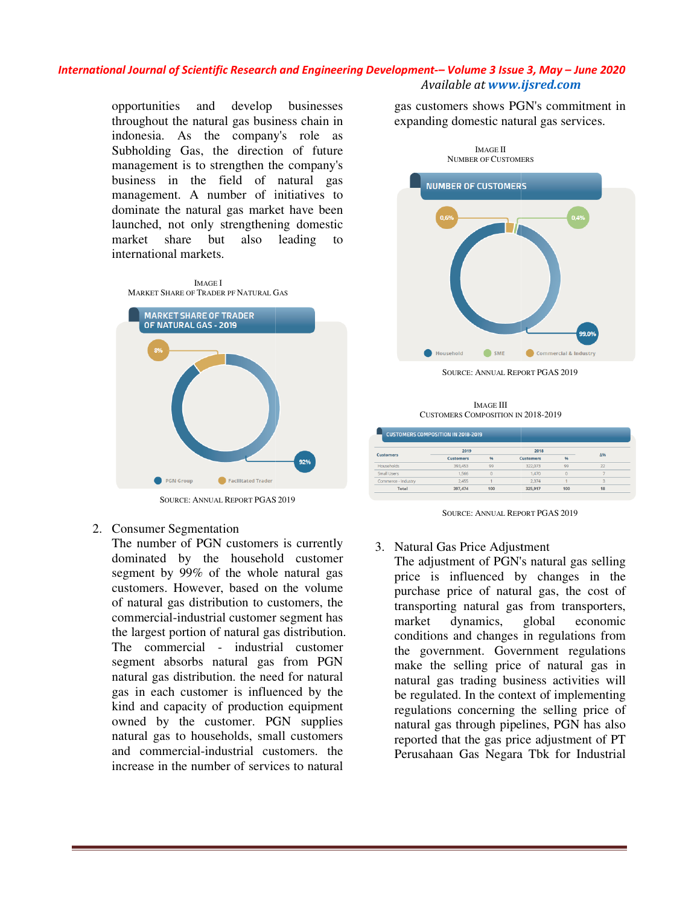opportunities and develop businesses throughout the natural gas business chain in indonesia. As the company's role as Subholding Gas, the direction of future management is to strengthen the company's business in the field of natural gas management. A number of initiatives to dominate the natural gas market have been launched, not only strengthening domestic market share but also leading to international markets.

IMAGE I
MARKET SHARE OF TRADER PF NATURAL GAS

SOURCE: ANNUAL REPORT PGAS 2019

2. Consumer Segmentation
The number of PGN customers is currently dominated by the household customer segment by 99% of the whole natural gas customers. However, based on the volume of natural gas distribution to customers, the commercial-industrial customer segment has the largest portion of natural gas distribution. The commercial - industrial customer segment absorbs natural gas from PGN natural gas distribution. the need for natural gas in each customer is influenced by the kind and capacity of production equipment owned by the customer. PGN supplies natural gas to households, small customers and commercial-industrial customers. the increase in the number of services to natural gas customers shows PGN's commitment in expanding domestic natural gas services.

IMAGE II
NUMBER OF CUSTOMERS

SOURCE: ANNUAL REPORT PGAS 2019

IMAGE III
CUSTOMERS COMPOSITION IN 2018-2019

| Customers | 2019 | | 2018 | | Δ% |
|---|---|---|---|---|---|
| | Customers | % | Customers | % | |
| Households | 393,453 | 99 | 322,073 | 99 | 22 |
| Small Users | 1,566 | 0 | 1,470 | 0 | 7 |
| Commerce - Industry | 2,455 | 1 | 2,374 | 1 | 3 |
| Total | 397,474 | 100 | 325,917 | 100 | 18 |

SOURCE: ANNUAL REPORT PGAS 2019

3. Natural Gas Price Adjustment
The adjustment of PGN's natural gas selling price is influenced by changes in the purchase price of natural gas, the cost of transporting natural gas from transporters, market dynamics, global economic conditions and changes in regulations from the government. Government regulations make the selling price of natural gas in natural gas trading business activities will be regulated. In the context of implementing regulations concerning the selling price of natural gas through pipelines, PGN has also reported that the gas price adjustment of PT Perusahaan Gas Negara Tbk for Industrial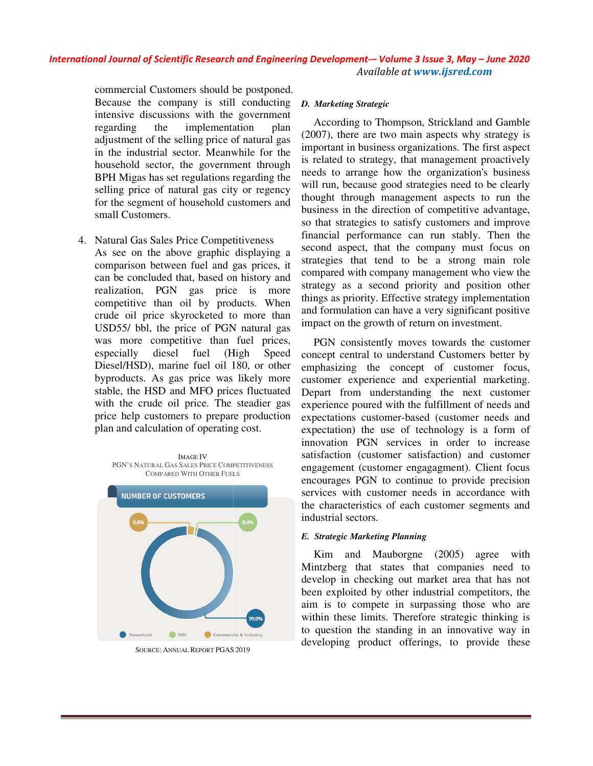commercial Customers should be postponed. Because the company is still conducting intensive discussions with the government regarding the implementation plan adjustment of the selling price of natural gas in the industrial sector. Meanwhile for the household sector, the government through BPH Migas has set regulations regarding the selling price of natural gas city or regency for the segment of household customers and small Customers.

4. Natural Gas Sales Price Competitiveness
   As see on the above graphic displaying a comparison between fuel and gas prices, it can be concluded that, based on history and realization, PGN gas price is more competitive than oil by products. When crude oil price skyrocketed to more than USD55/ bbl, the price of PGN natural gas was more competitive than fuel prices, especially diesel fuel (High Speed Diesel/HSD), marine fuel oil 180, or other byproducts. As gas price was likely more stable, the HSD and MFO prices fluctuated with the crude oil price. The steadier gas price help customers to prepare production plan and calculation of operating cost.

IMAGE IV
PGN'S NATURAL GAS SALES PRICE COMPETITIVENESS COMPARED WITH OTHER FUELS

NUMBER OF CUSTOMERS

0.6% — 0.4% — 99.0%

Household — SME — Commercial & Industry

SOURCE: ANNUAL REPORT PGAS 2019

### *D. Marketing Strategic*

According to Thompson, Strickland and Gamble (2007), there are two main aspects why strategy is important in business organizations. The first aspect is related to strategy, that management proactively needs to arrange how the organization's business will run, because good strategies need to be clearly thought through management aspects to run the business in the direction of competitive advantage, so that strategies to satisfy customers and improve financial performance can run stably. Then the second aspect, that the company must focus on strategies that tend to be a strong main role compared with company management who view the strategy as a second priority and position other things as priority. Effective strategy implementation and formulation can have a very significant positive impact on the growth of return on investment.

PGN consistently moves towards the customer concept central to understand Customers better by emphasizing the concept of customer focus, customer experience and experiential marketing. Depart from understanding the next customer experience poured with the fulfillment of needs and expectations customer-based (customer needs and expectation) the use of technology is a form of innovation PGN services in order to increase satisfaction (customer satisfaction) and customer engagement (customer engagagment). Client focus encourages PGN to continue to provide precision services with customer needs in accordance with the characteristics of each customer segments and industrial sectors.

### *E. Strategic Marketing Planning*

Kim and Mauborgne (2005) agree with Mintzberg that states that companies need to develop in checking out market area that has not been exploited by other industrial competitors, the aim is to compete in surpassing those who are within these limits. Therefore strategic thinking is to question the standing in an innovative way in developing product offerings, to provide these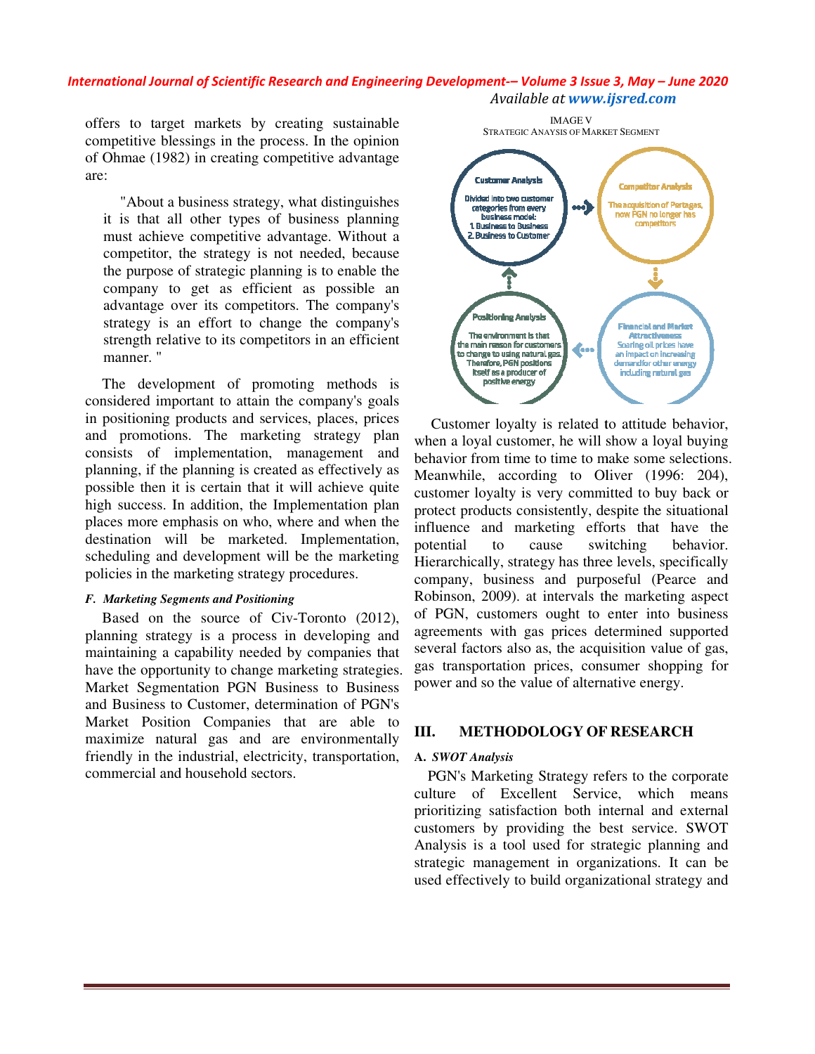offers to target markets by creating sustainable competitive blessings in the process. In the opinion of Ohmae (1982) in creating competitive advantage are:

> "About a business strategy, what distinguishes it is that all other types of business planning must achieve competitive advantage. Without a competitor, the strategy is not needed, because the purpose of strategic planning is to enable the company to get as efficient as possible an advantage over its competitors. The company's strategy is an effort to change the company's strength relative to its competitors in an efficient manner. "

The development of promoting methods is considered important to attain the company's goals in positioning products and services, places, prices and promotions. The marketing strategy plan consists of implementation, management and planning, if the planning is created as effectively as possible then it is certain that it will achieve quite high success. In addition, the Implementation plan places more emphasis on who, where and when the destination will be marketed. Implementation, scheduling and development will be the marketing policies in the marketing strategy procedures.

### *F. Marketing Segments and Positioning*

Based on the source of Civ-Toronto (2012), planning strategy is a process in developing and maintaining a capability needed by companies that have the opportunity to change marketing strategies. Market Segmentation PGN Business to Business and Business to Customer, determination of PGN's Market Position Companies that are able to maximize natural gas and are environmentally friendly in the industrial, electricity, transportation, commercial and household sectors.

IMAGE V
STRATEGIC ANAYSIS OF MARKET SEGMENT

Customer Analysis: Divided into two customer categories from every business model: 1. Business to Business 2. Business to Customer

Competitor Analysis: The acquisition of Pertagas, now PGN no longer has competitors

Financial and Market Attractiveness: Soaring oil prices have an impact on increasing demand for other energy including natural gas

Positioning Analysis: The environment is that the main reason for customers to change to using natural gas. Therefore, PGN positions itself as a producer of positive energy

Customer loyalty is related to attitude behavior, when a loyal customer, he will show a loyal buying behavior from time to time to make some selections. Meanwhile, according to Oliver (1996: 204), customer loyalty is very committed to buy back or protect products consistently, despite the situational influence and marketing efforts that have the potential to cause switching behavior. Hierarchically, strategy has three levels, specifically company, business and purposeful (Pearce and Robinson, 2009). at intervals the marketing aspect of PGN, customers ought to enter into business agreements with gas prices determined supported several factors also as, the acquisition value of gas, gas transportation prices, consumer shopping for power and so the value of alternative energy.

## III. METHODOLOGY OF RESEARCH

### A. *SWOT Analysis*

PGN's Marketing Strategy refers to the corporate culture of Excellent Service, which means prioritizing satisfaction both internal and external customers by providing the best service. SWOT Analysis is a tool used for strategic planning and strategic management in organizations. It can be used effectively to build organizational strategy and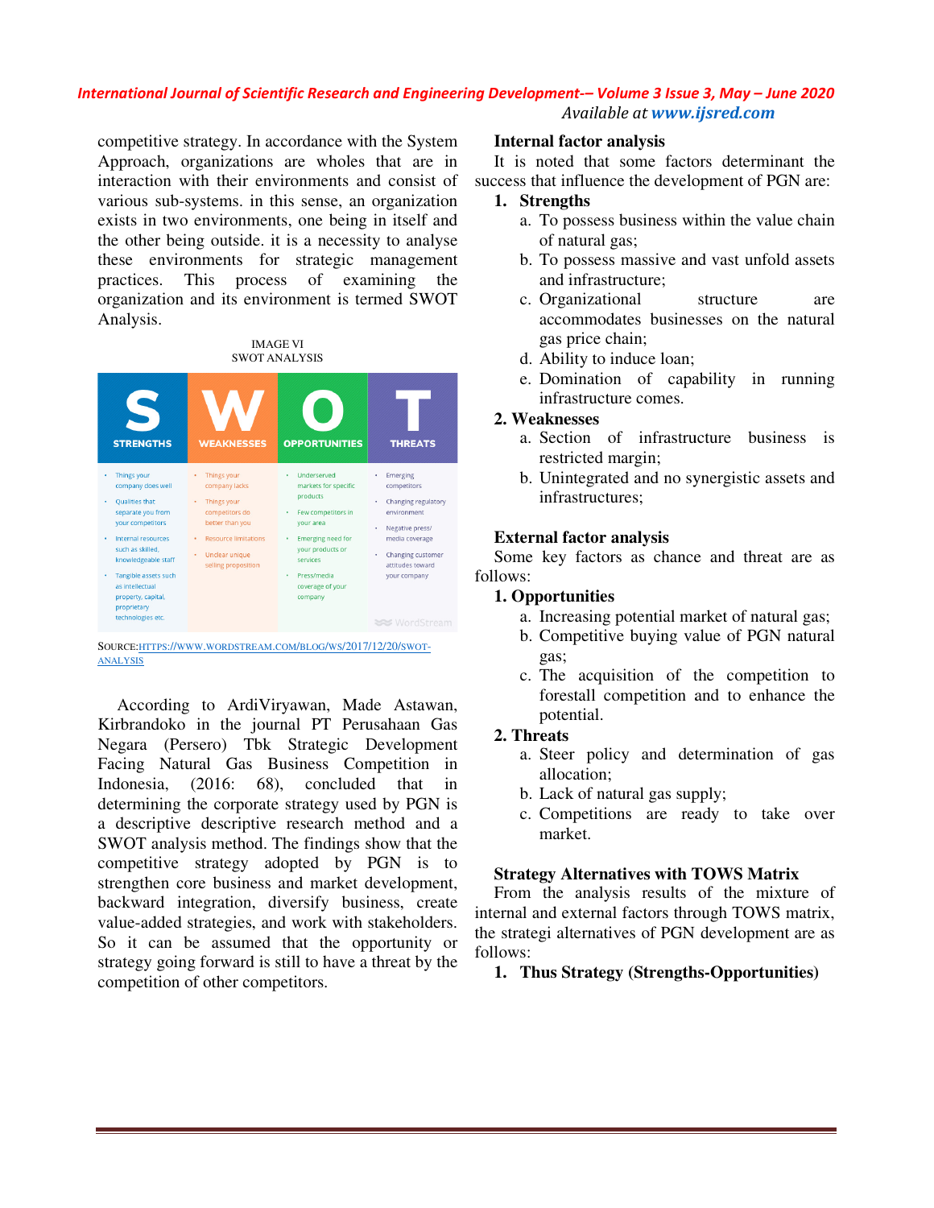competitive strategy. In accordance with the System Approach, organizations are wholes that are in interaction with their environments and consist of various sub-systems. in this sense, an organization exists in two environments, one being in itself and the other being outside. it is a necessity to analyse these environments for strategic management practices. This process of examining the organization and its environment is termed SWOT Analysis.

IMAGE VI
SWOT ANALYSIS

| S STRENGTHS | W WEAKNESSES | O OPPORTUNITIES | T THREATS |
|---|---|---|---|
| • Things your company does well<br>• Qualities that separate you from your competitors<br>• Internal resources such as skilled, knowledgeable staff<br>• Tangible assets such as intellectual property, capital, proprietary technologies etc. | • Things your company lacks<br>• Things your competitors do better than you<br>• Resource limitations<br>• Unclear unique selling proposition | • Underserved markets for specific products<br>• Few competitors in your area<br>• Emerging need for your products or services<br>• Press/media coverage of your company | • Emerging competitors<br>• Changing regulatory environment<br>• Negative press/ media coverage<br>• Changing customer attitudes toward your company |

SOURCE: HTTPS://WWW.WORDSTREAM.COM/BLOG/WS/2017/12/20/SWOT-ANALYSIS

According to ArdiViryawan, Made Astawan, Kirbrandoko in the journal PT Perusahaan Gas Negara (Persero) Tbk Strategic Development Facing Natural Gas Business Competition in Indonesia, (2016: 68), concluded that in determining the corporate strategy used by PGN is a descriptive descriptive research method and a SWOT analysis method. The findings show that the competitive strategy adopted by PGN is to strengthen core business and market development, backward integration, diversify business, create value-added strategies, and work with stakeholders. So it can be assumed that the opportunity or strategy going forward is still to have a threat by the competition of other competitors.

**Internal factor analysis**

It is noted that some factors determinant the success that influence the development of PGN are:

1. **Strengths**
   a. To possess business within the value chain of natural gas;
   b. To possess massive and vast unfold assets and infrastructure;
   c. Organizational structure are accommodates businesses on the natural gas price chain;
   d. Ability to induce loan;
   e. Domination of capability in running infrastructure comes.
2. **Weaknesses**
   a. Section of infrastructure business is restricted margin;
   b. Unintegrated and no synergistic assets and infrastructures;

**External factor analysis**

Some key factors as chance and threat are as follows:

1. **Opportunities**
   a. Increasing potential market of natural gas;
   b. Competitive buying value of PGN natural gas;
   c. The acquisition of the competition to forestall competition and to enhance the potential.
2. **Threats**
   a. Steer policy and determination of gas allocation;
   b. Lack of natural gas supply;
   c. Competitions are ready to take over market.

**Strategy Alternatives with TOWS Matrix**

From the analysis results of the mixture of internal and external factors through TOWS matrix, the strategi alternatives of PGN development are as follows:

1. **Thus Strategy (Strengths-Opportunities)**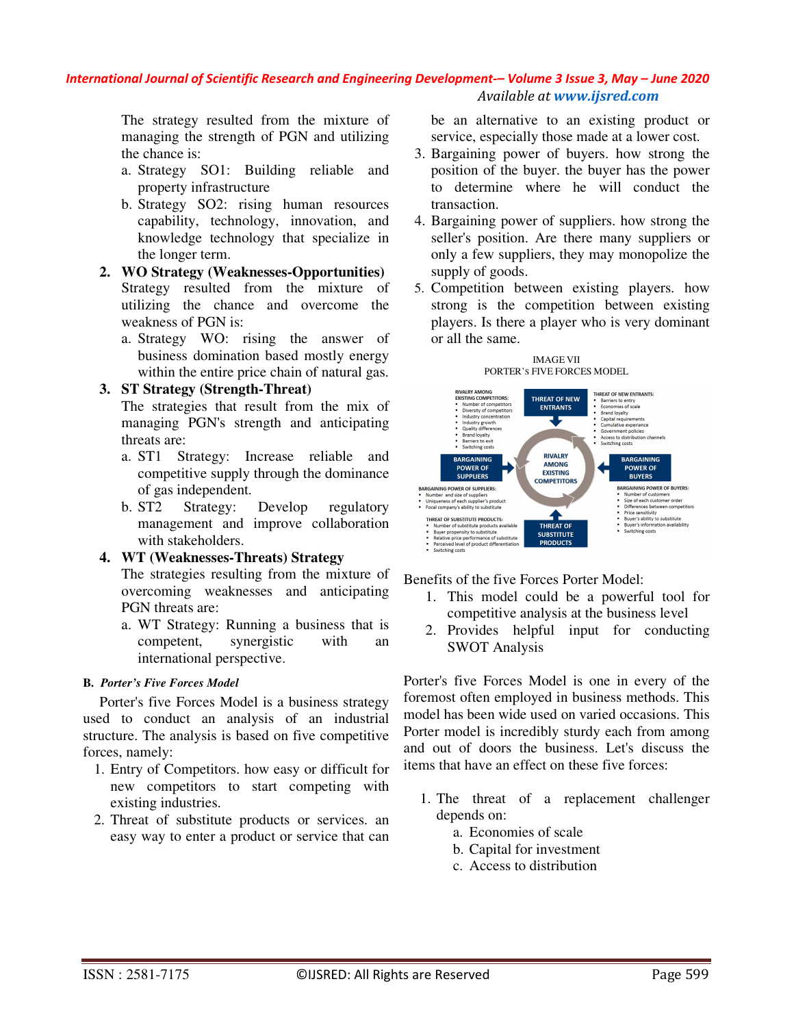The strategy resulted from the mixture of managing the strength of PGN and utilizing the chance is:

a. Strategy SO1: Building reliable and property infrastructure
b. Strategy SO2: rising human resources capability, technology, innovation, and knowledge technology that specialize in the longer term.

2. **WO Strategy (Weaknesses-Opportunities)**
   Strategy resulted from the mixture of utilizing the chance and overcome the weakness of PGN is:
   a. Strategy WO: rising the answer of business domination based mostly energy within the entire price chain of natural gas.

3. **ST Strategy (Strength-Threat)**
   The strategies that result from the mix of managing PGN's strength and anticipating threats are:
   a. ST1 Strategy: Increase reliable and competitive supply through the dominance of gas independent.
   b. ST2 Strategy: Develop regulatory management and improve collaboration with stakeholders.

4. **WT (Weaknesses-Threats) Strategy**
   The strategies resulting from the mixture of overcoming weaknesses and anticipating PGN threats are:
   a. WT Strategy: Running a business that is competent, synergistic with an international perspective.

### B. *Porter's Five Forces Model*

Porter's five Forces Model is a business strategy used to conduct an analysis of an industrial structure. The analysis is based on five competitive forces, namely:

1. Entry of Competitors. how easy or difficult for new competitors to start competing with existing industries.
2. Threat of substitute products or services. an easy way to enter a product or service that can be an alternative to an existing product or service, especially those made at a lower cost.
3. Bargaining power of buyers. how strong the position of the buyer. the buyer has the power to determine where he will conduct the transaction.
4. Bargaining power of suppliers. how strong the seller's position. Are there many suppliers or only a few suppliers, they may monopolize the supply of goods.
5. Competition between existing players. how strong is the competition between existing players. Is there a player who is very dominant or all the same.

IMAGE VII
PORTER's FIVE FORCES MODEL

Benefits of the five Forces Porter Model:

1. This model could be a powerful tool for competitive analysis at the business level
2. Provides helpful input for conducting SWOT Analysis

Porter's five Forces Model is one in every of the foremost often employed in business methods. This model has been wide used on varied occasions. This Porter model is incredibly sturdy each from among and out of doors the business. Let's discuss the items that have an effect on these five forces:

1. The threat of a replacement challenger depends on:
   a. Economies of scale
   b. Capital for investment
   c. Access to distribution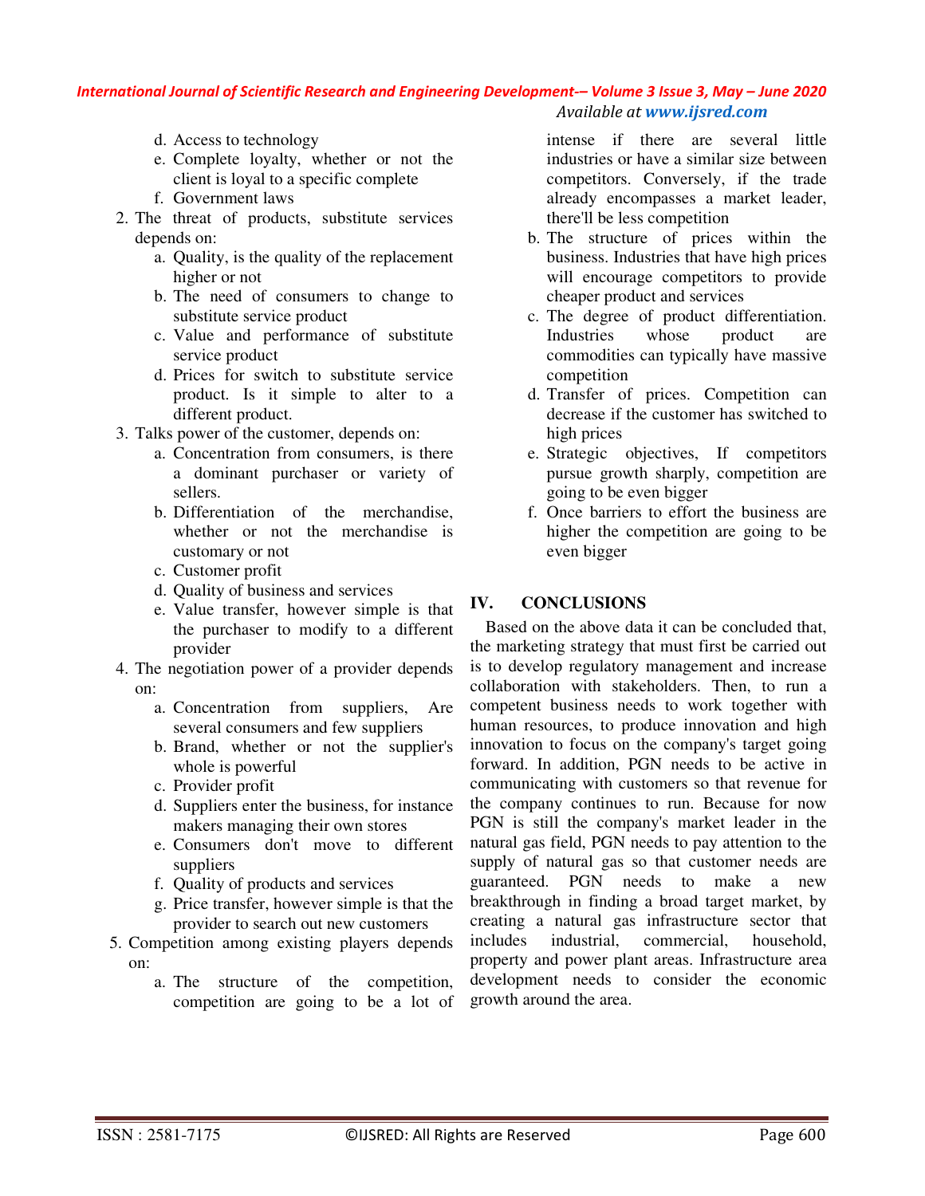d. Access to technology
e. Complete loyalty, whether or not the client is loyal to a specific complete
f. Government laws

2. The threat of products, substitute services depends on:
   a. Quality, is the quality of the replacement higher or not
   b. The need of consumers to change to substitute service product
   c. Value and performance of substitute service product
   d. Prices for switch to substitute service product. Is it simple to alter to a different product.
3. Talks power of the customer, depends on:
   a. Concentration from consumers, is there a dominant purchaser or variety of sellers.
   b. Differentiation of the merchandise, whether or not the merchandise is customary or not
   c. Customer profit
   d. Quality of business and services
   e. Value transfer, however simple is that the purchaser to modify to a different provider
4. The negotiation power of a provider depends on:
   a. Concentration from suppliers, Are several consumers and few suppliers
   b. Brand, whether or not the supplier's whole is powerful
   c. Provider profit
   d. Suppliers enter the business, for instance makers managing their own stores
   e. Consumers don't move to different suppliers
   f. Quality of products and services
   g. Price transfer, however simple is that the provider to search out new customers
5. Competition among existing players depends on:
   a. The structure of the competition, competition are going to be a lot of intense if there are several little industries or have a similar size between competitors. Conversely, if the trade already encompasses a market leader, there'll be less competition
   b. The structure of prices within the business. Industries that have high prices will encourage competitors to provide cheaper product and services
   c. The degree of product differentiation. Industries whose product are commodities can typically have massive competition
   d. Transfer of prices. Competition can decrease if the customer has switched to high prices
   e. Strategic objectives, If competitors pursue growth sharply, competition are going to be even bigger
   f. Once barriers to effort the business are higher the competition are going to be even bigger

## IV. CONCLUSIONS

Based on the above data it can be concluded that, the marketing strategy that must first be carried out is to develop regulatory management and increase collaboration with stakeholders. Then, to run a competent business needs to work together with human resources, to produce innovation and high innovation to focus on the company's target going forward. In addition, PGN needs to be active in communicating with customers so that revenue for the company continues to run. Because for now PGN is still the company's market leader in the natural gas field, PGN needs to pay attention to the supply of natural gas so that customer needs are guaranteed. PGN needs to make a new breakthrough in finding a broad target market, by creating a natural gas infrastructure sector that includes industrial, commercial, household, property and power plant areas. Infrastructure area development needs to consider the economic growth around the area.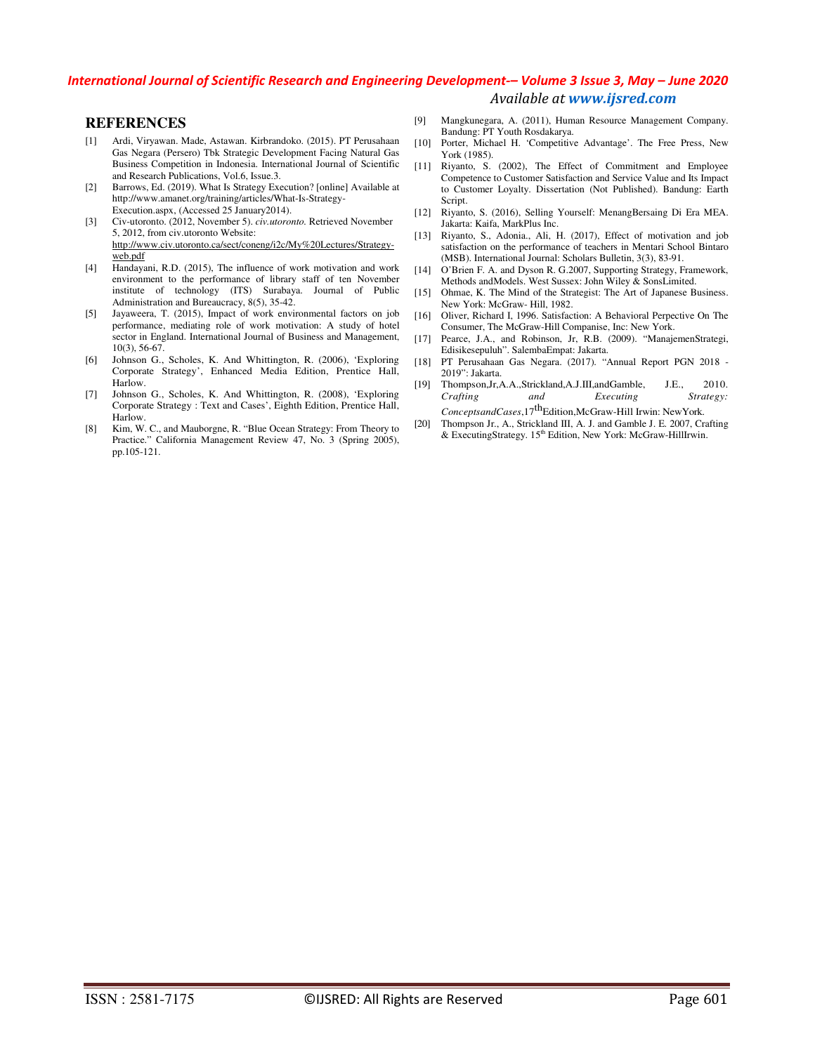## REFERENCES

[1] Ardi, Viryawan. Made, Astawan. Kirbrandoko. (2015). PT Perusahaan Gas Negara (Persero) Tbk Strategic Development Facing Natural Gas Business Competition in Indonesia. International Journal of Scientific and Research Publications, Vol.6, Issue.3.

[2] Barrows, Ed. (2019). What Is Strategy Execution? [online] Available at http://www.amanet.org/training/articles/What-Is-Strategy-Execution.aspx, (Accessed 25 January2014).

[3] Civ-utoronto. (2012, November 5). *civ.utoronto*. Retrieved November 5, 2012, from civ.utoronto Website: http://www.civ.utoronto.ca/sect/coneng/i2c/My%20Lectures/Strategy-web.pdf

[4] Handayani, R.D. (2015), The influence of work motivation and work environment to the performance of library staff of ten November institute of technology (ITS) Surabaya. Journal of Public Administration and Bureaucracy, 8(5), 35-42.

[5] Jayaweera, T. (2015), Impact of work environmental factors on job performance, mediating role of work motivation: A study of hotel sector in England. International Journal of Business and Management, 10(3), 56-67.

[6] Johnson G., Scholes, K. And Whittington, R. (2006), 'Exploring Corporate Strategy', Enhanced Media Edition, Prentice Hall, Harlow.

[7] Johnson G., Scholes, K. And Whittington, R. (2008), 'Exploring Corporate Strategy : Text and Cases', Eighth Edition, Prentice Hall, Harlow.

[8] Kim, W. C., and Mauborgne, R. "Blue Ocean Strategy: From Theory to Practice." California Management Review 47, No. 3 (Spring 2005), pp.105-121.

[9] Mangkunegara, A. (2011), Human Resource Management Company. Bandung: PT Youth Rosdakarya.

[10] Porter, Michael H. 'Competitive Advantage'. The Free Press, New York (1985).

[11] Riyanto, S. (2002), The Effect of Commitment and Employee Competence to Customer Satisfaction and Service Value and Its Impact to Customer Loyalty. Dissertation (Not Published). Bandung: Earth Script.

[12] Riyanto, S. (2016), Selling Yourself: MenangBersaing Di Era MEA. Jakarta: Kaifa, MarkPlus Inc.

[13] Riyanto, S., Adonia., Ali, H. (2017), Effect of motivation and job satisfaction on the performance of teachers in Mentari School Bintaro (MSB). International Journal: Scholars Bulletin, 3(3), 83-91.

[14] O'Brien F. A. and Dyson R. G.2007, Supporting Strategy, Framework, Methods andModels. West Sussex: John Wiley & SonsLimited.

[15] Ohmae, K. The Mind of the Strategist: The Art of Japanese Business. New York: McGraw- Hill, 1982.

[16] Oliver, Richard I, 1996. Satisfaction: A Behavioral Perpective On The Consumer, The McGraw-Hill Companise, Inc: New York.

[17] Pearce, J.A., and Robinson, Jr, R.B. (2009). "ManajemenStrategi, Edisikesepuluh". SalembaEmpat: Jakarta.

[18] PT Perusahaan Gas Negara. (2017). "Annual Report PGN 2018 - 2019": Jakarta.

[19] Thompson,Jr,A.A.,Strickland,A.J.III,andGamble, J.E., 2010. *Crafting and Executing Strategy: ConceptsandCases*,17th Edition,McGraw-Hill Irwin: NewYork.

[20] Thompson Jr., A., Strickland III, A. J. and Gamble J. E. 2007, Crafting & ExecutingStrategy. 15th Edition, New York: McGraw-HillIrwin.